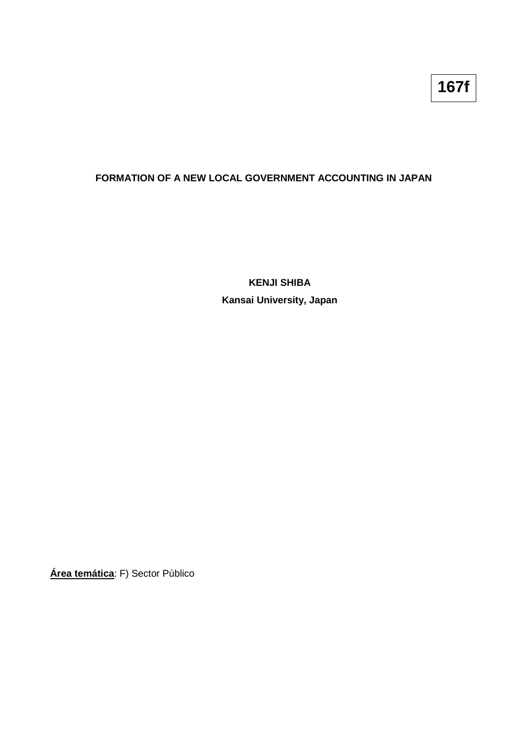**167f**

# FORMATION OF A NEW LOCAL GOVERNMENT ACCOUNTING IN JAPAN

**KENJI SHIBA**

**Kansai University, Japan**

**Área temática**: F) Sector Público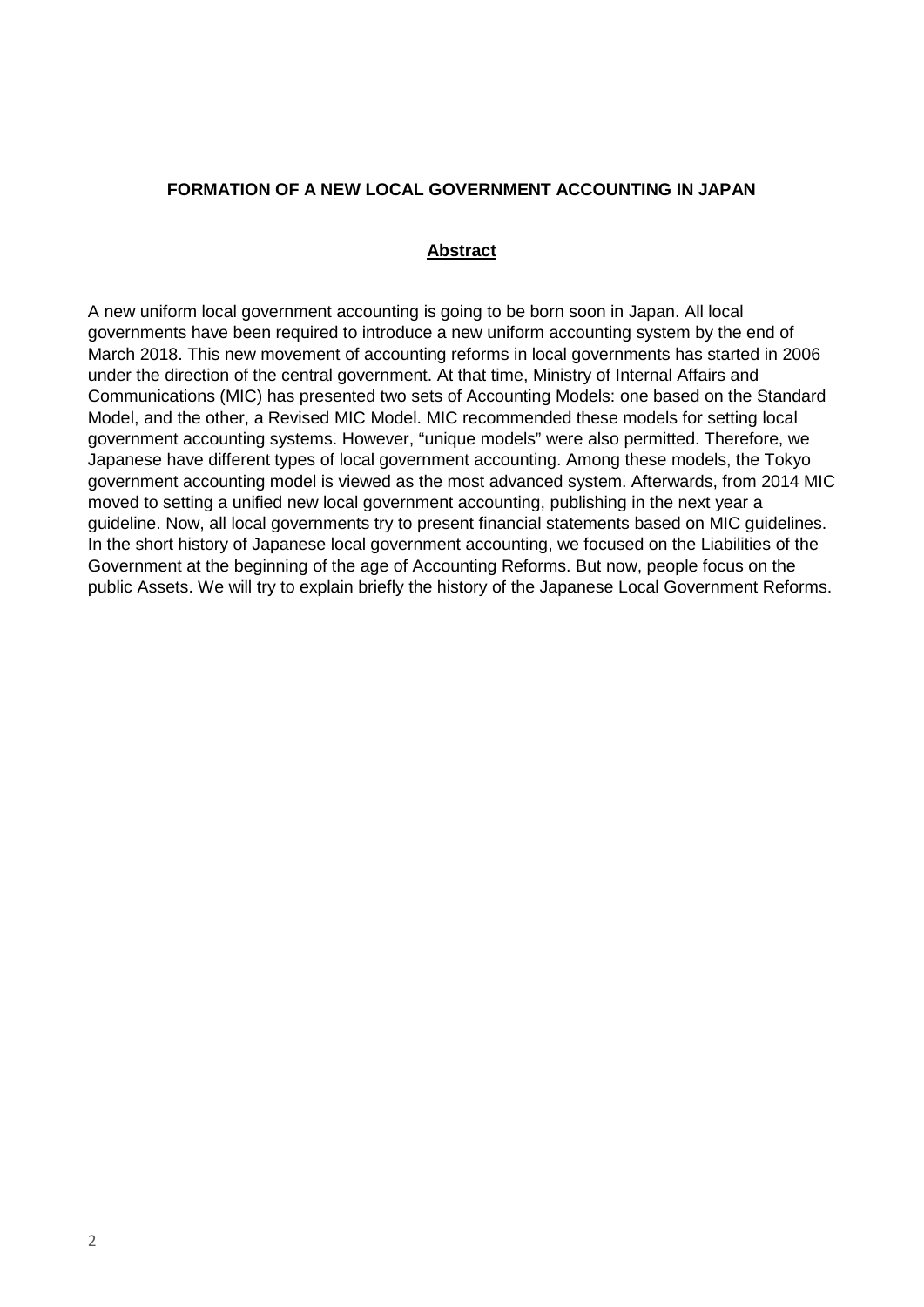**FORMATION OF A NEW LOCAL GOVERNMENT ACCOUNTING IN JAPAN**

## Abstract

A new uniform local government accounting is going to be born soon in Japan. All local governments have been required to introduce a new uniform accounting system by the end of March 2018. This new movement of accounting reforms in local governments has started in 2006 under the direction of the central government. At that time, Ministry of Internal Affairs and Communications (MIC) has presented two sets of Accounting Models: one based on the Standard Model, and the other, a Revised MIC Model. MIC recommended these models for setting local government accounting systems. However, "unique models" were also permitted. Therefore, we Japanese have different types of local government accounting. Among these models, the Tokyo government accounting model is viewed as the most advanced system. Afterwards, from 2014 MIC moved to setting a unified new local government accounting, publishing in the next year a guideline. Now, all local governments try to present financial statements based on MIC guidelines. In the short history of Japanese local government accounting, we focused on the Liabilities of the Government at the beginning of the age of Accounting Reforms. But now, people focus on the public Assets. We will try to explain briefly the history of the Japanese Local Government Reforms.